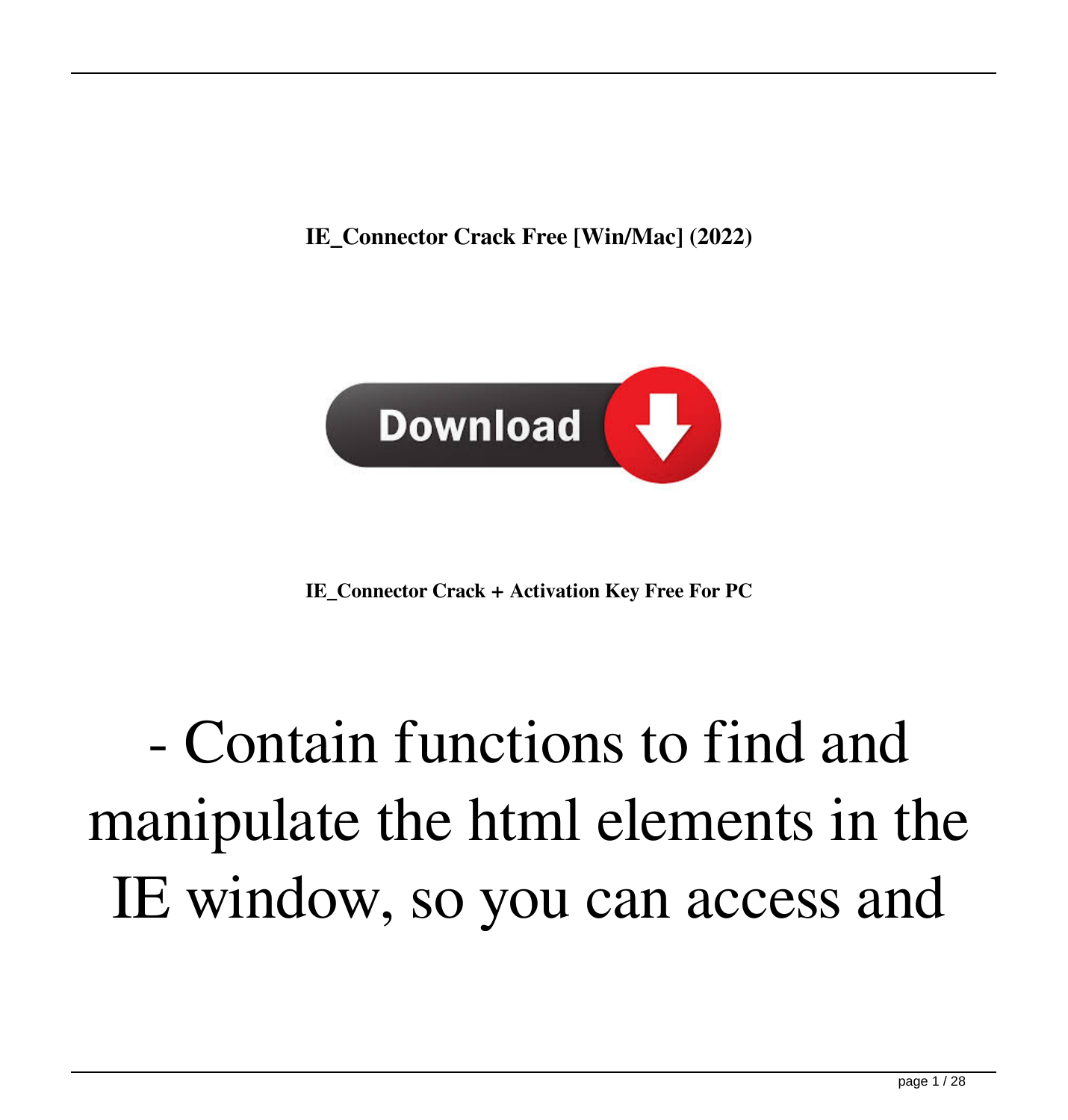**IE_Connector Crack Free [Win/Mac] (2022)**

Download

**IE_Connector Crack + Activation Key Free For PC**

# - Contain functions to find and manipulate the html elements in the IE window, so you can access and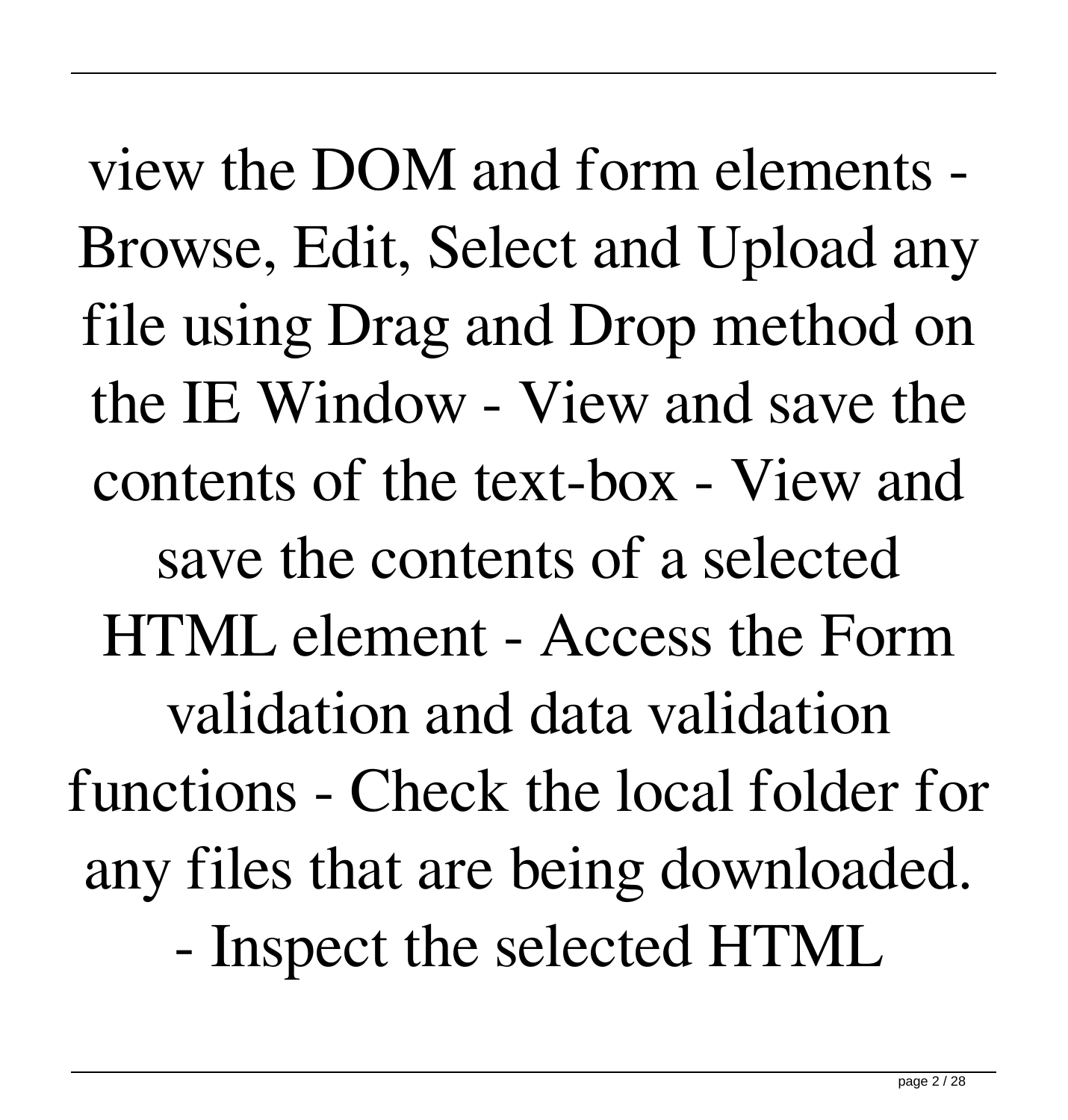view the DOM and form elements - Browse, Edit, Select and Upload any file using Drag and Drop method on the IE Window - View and save the contents of the text-box - View and save the contents of a selected HTML element - Access the Form validation and data validation functions - Check the local folder for any files that are being downloaded. - Inspect the selected HTML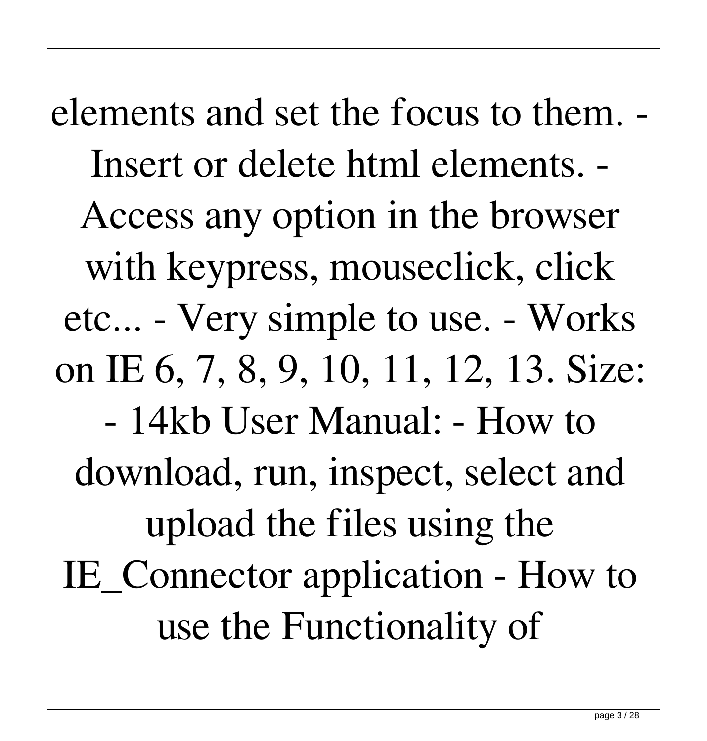elements and set the focus to them. - Insert or delete html elements. - Access any option in the browser with keypress, mouseclick, click etc... - Very simple to use. - Works on IE 6, 7, 8, 9, 10, 11, 12, 13. Size: - 14kb User Manual: - How to download, run, inspect, select and upload the files using the IE_Connector application - How to use the Functionality of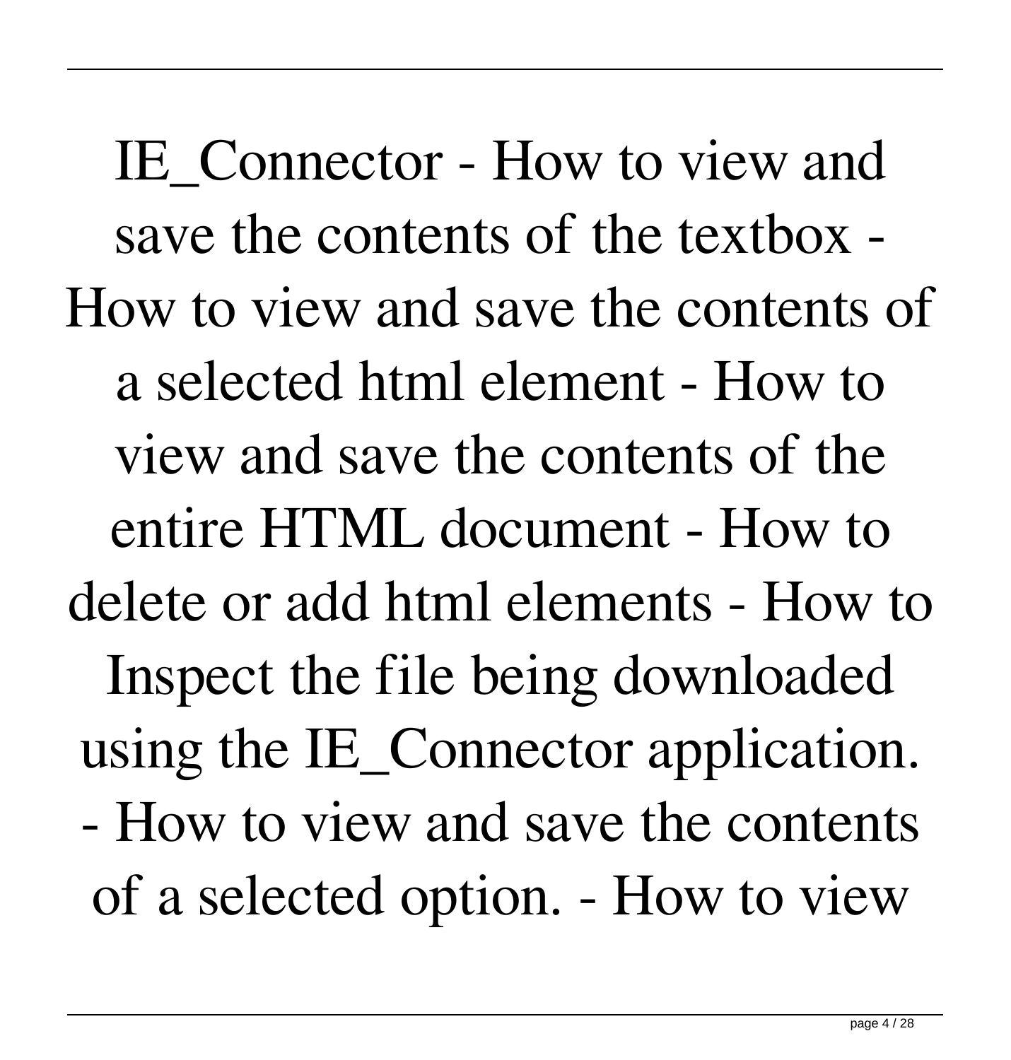IE_Connector - How to view and save the contents of the textbox - How to view and save the contents of a selected html element - How to view and save the contents of the entire HTML document - How to delete or add html elements - How to Inspect the file being downloaded using the IE_Connector application. - How to view and save the contents of a selected option. - How to view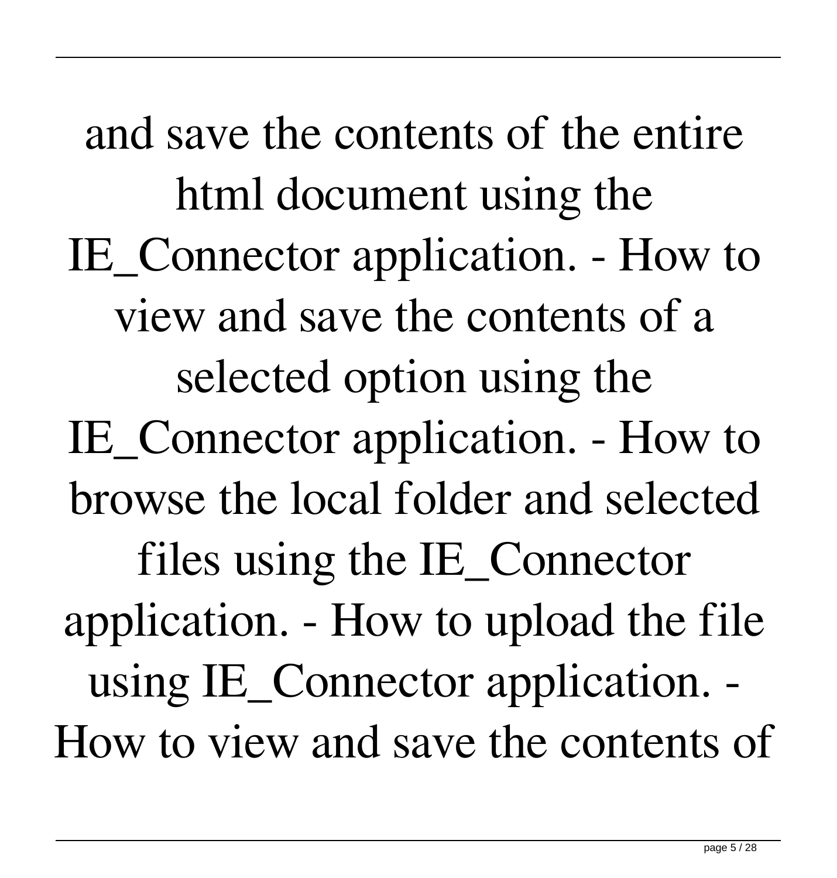and save the contents of the entire html document using the IE_Connector application. - How to view and save the contents of a selected option using the IE_Connector application. - How to browse the local folder and selected files using the IE_Connector application. - How to upload the file using IE_Connector application. - How to view and save the contents of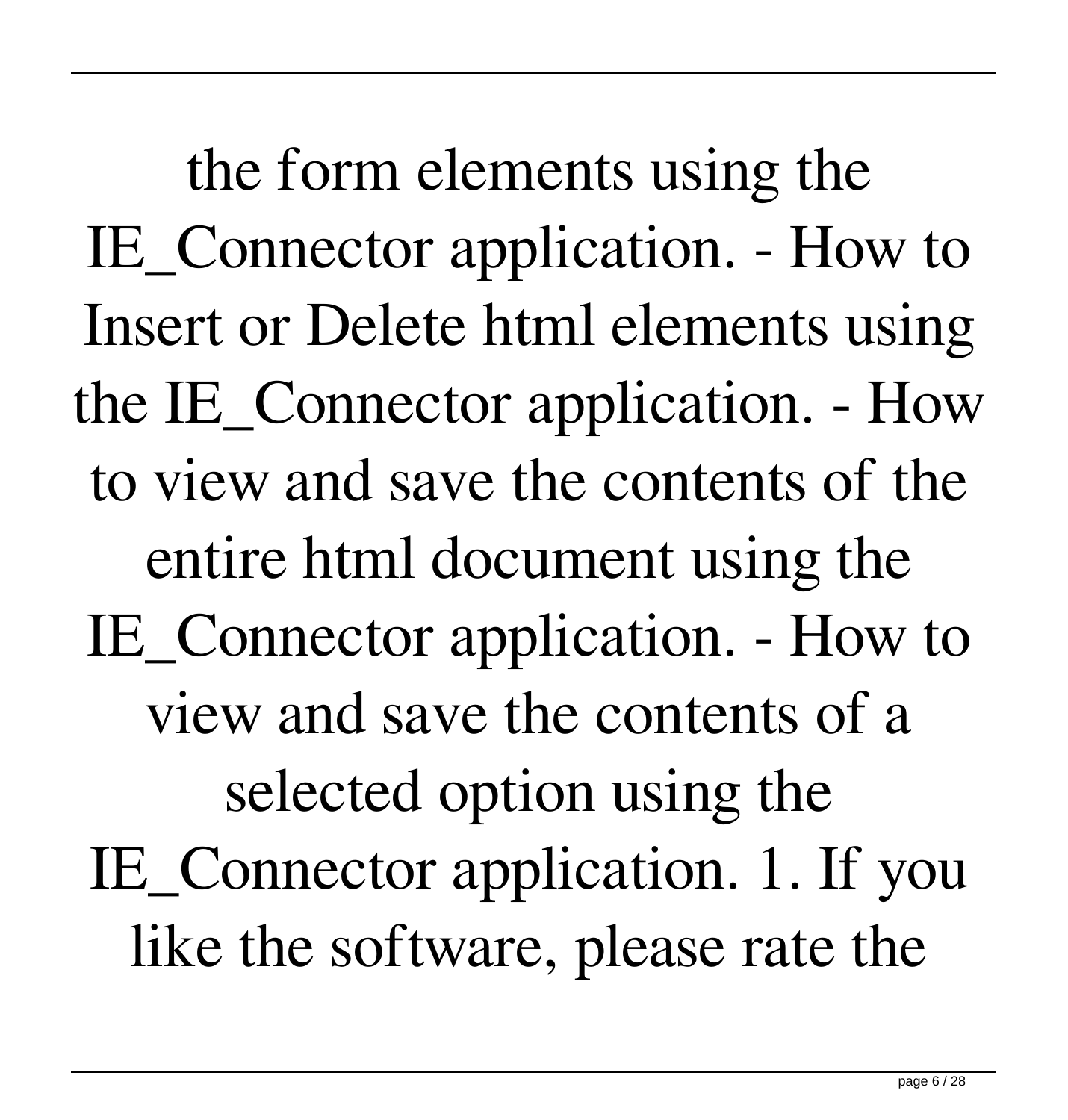the form elements using the IE_Connector application. - How to Insert or Delete html elements using the IE_Connector application. - How to view and save the contents of the entire html document using the IE_Connector application. - How to view and save the contents of a selected option using the IE_Connector application. 1. If you like the software, please rate the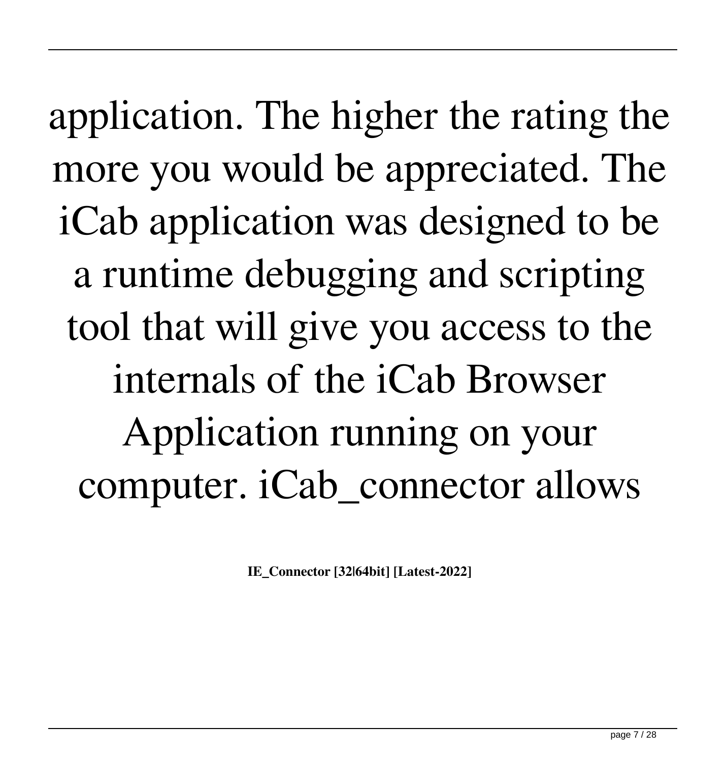application. The higher the rating the more you would be appreciated. The iCab application was designed to be a runtime debugging and scripting tool that will give you access to the internals of the iCab Browser Application running on your computer. iCab_connector allows

**IE_Connector [32|64bit] [Latest-2022]**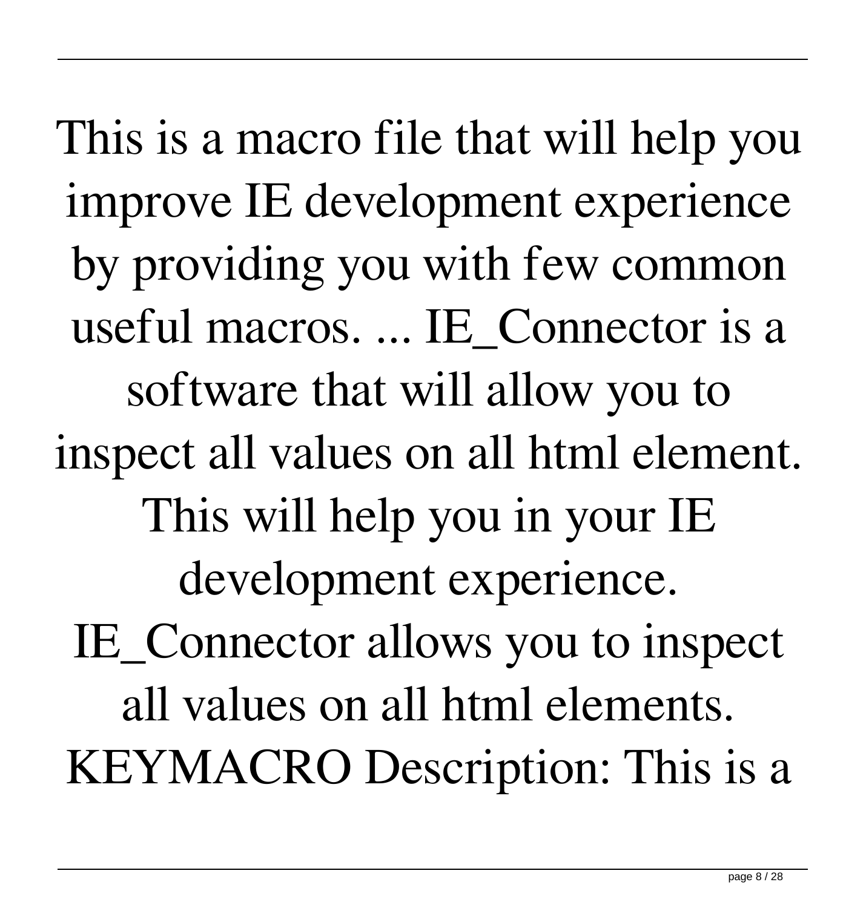This is a macro file that will help you improve IE development experience by providing you with few common useful macros. ... IE_Connector is a software that will allow you to inspect all values on all html element. This will help you in your IE development experience. IE_Connector allows you to inspect all values on all html elements. KEYMACRO Description: This is a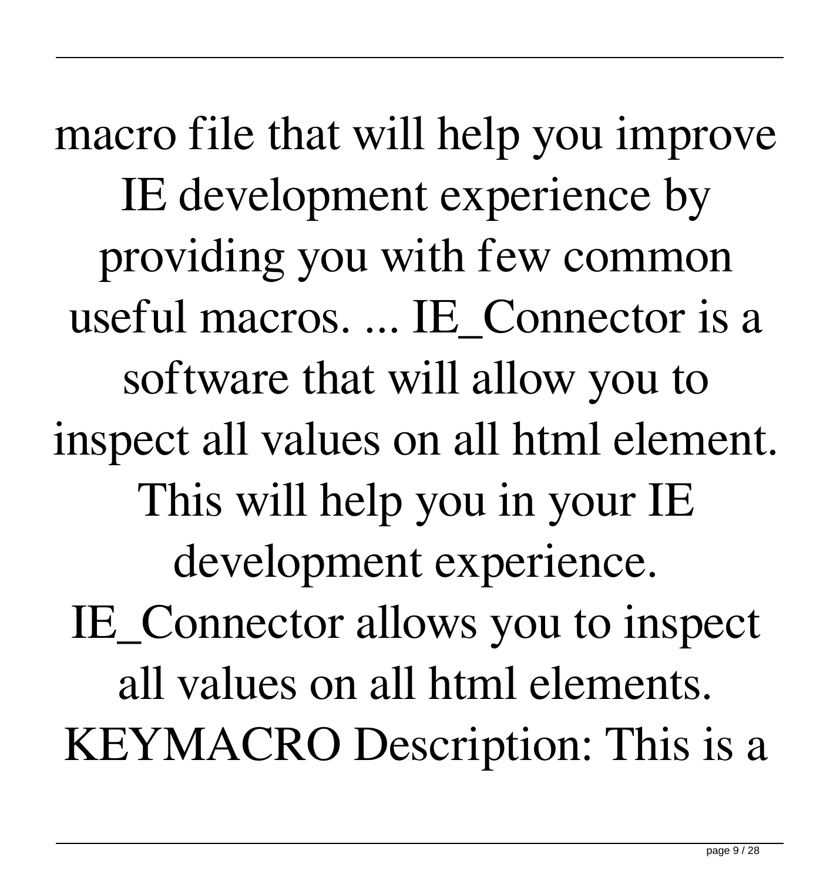macro file that will help you improve IE development experience by providing you with few common useful macros. ... IE_Connector is a software that will allow you to inspect all values on all html element. This will help you in your IE development experience. IE_Connector allows you to inspect all values on all html elements. KEYMACRO Description: This is a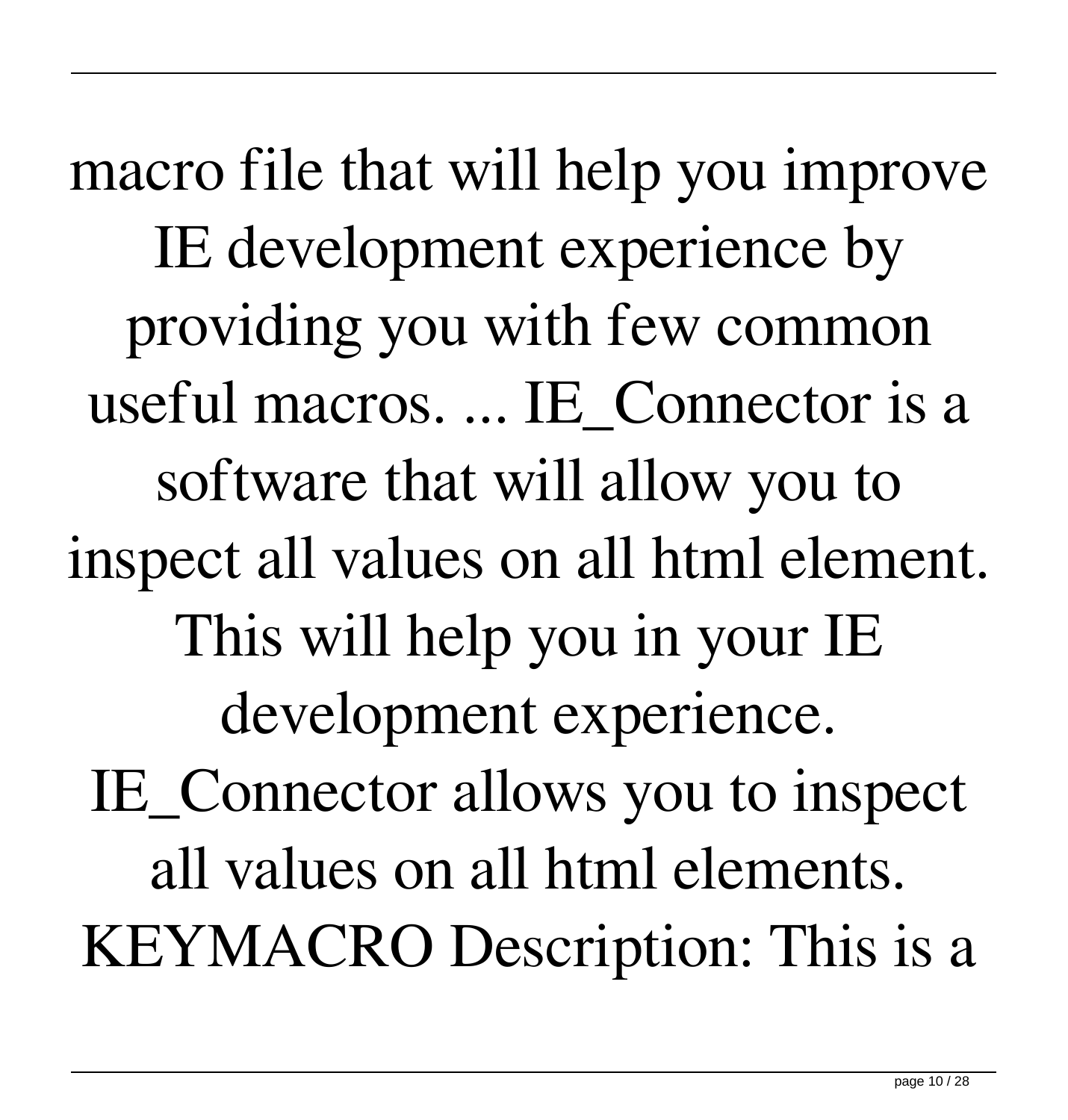macro file that will help you improve IE development experience by providing you with few common useful macros. ... IE_Connector is a software that will allow you to inspect all values on all html element. This will help you in your IE development experience. IE_Connector allows you to inspect all values on all html elements. KEYMACRO Description: This is a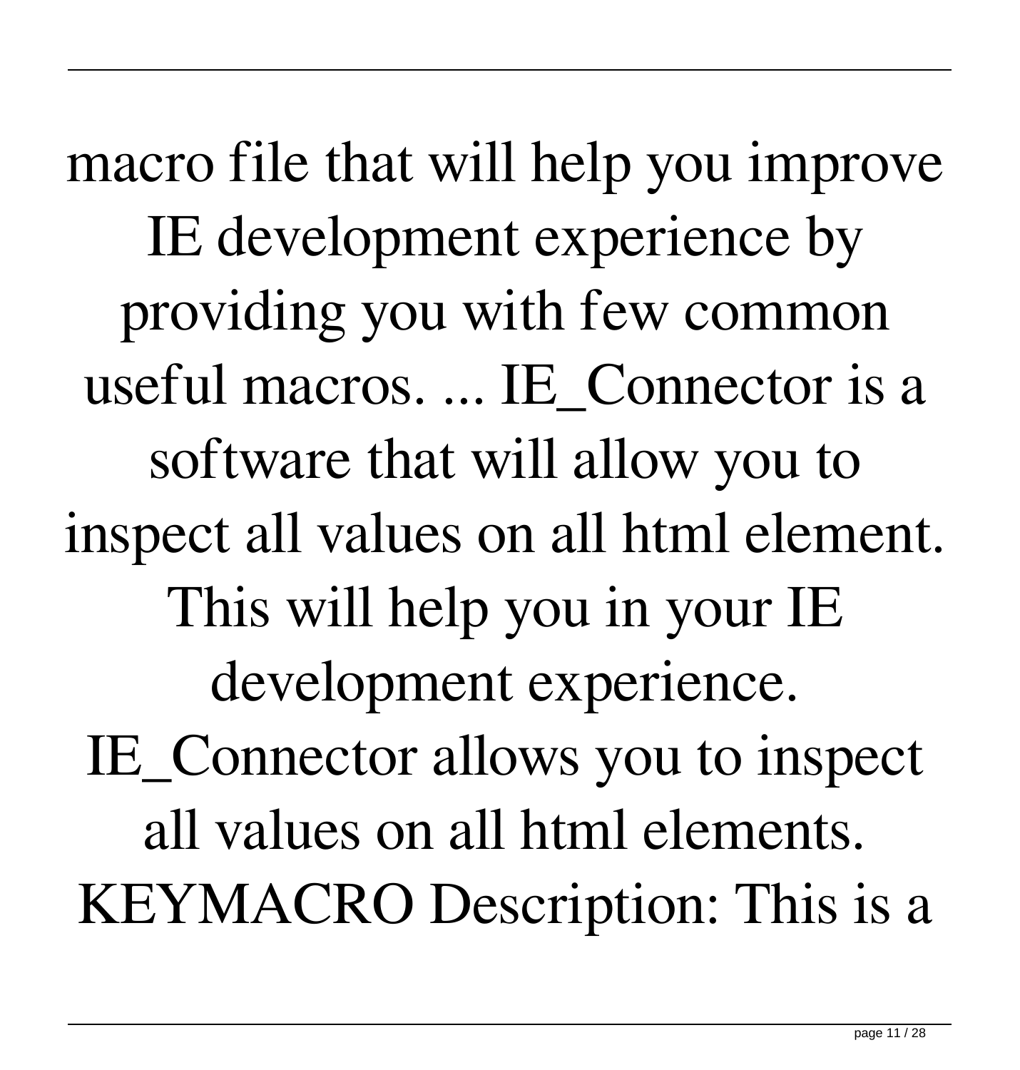macro file that will help you improve IE development experience by providing you with few common useful macros. ... IE_Connector is a software that will allow you to inspect all values on all html element. This will help you in your IE development experience. IE_Connector allows you to inspect all values on all html elements. KEYMACRO Description: This is a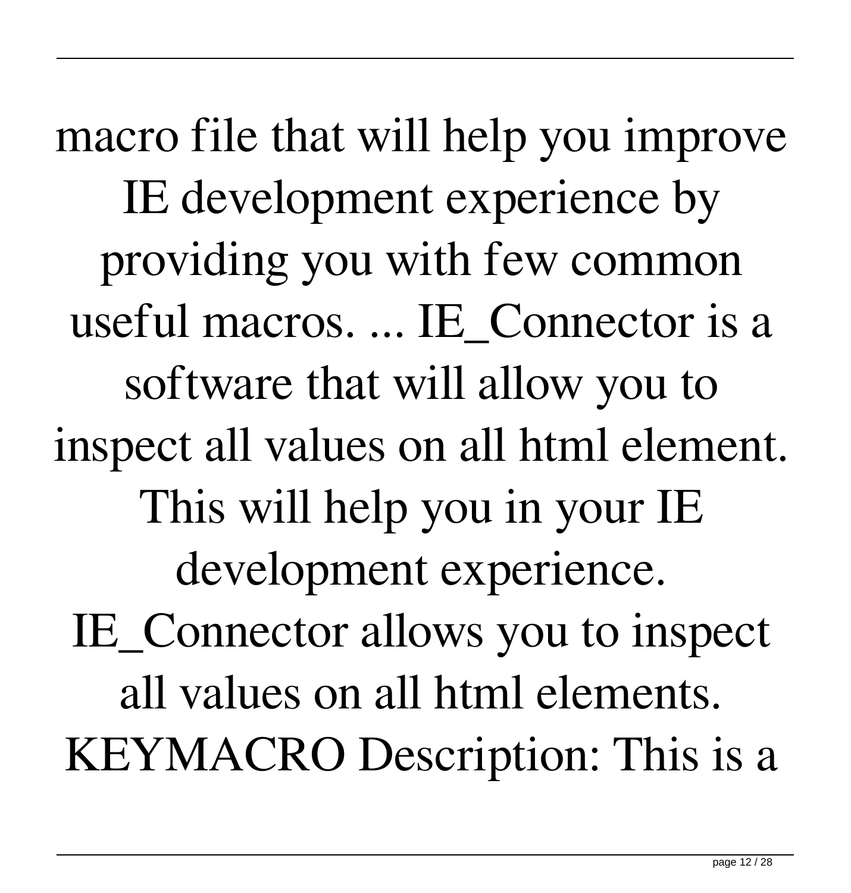macro file that will help you improve IE development experience by providing you with few common useful macros. ... IE_Connector is a software that will allow you to inspect all values on all html element. This will help you in your IE development experience. IE_Connector allows you to inspect all values on all html elements. KEYMACRO Description: This is a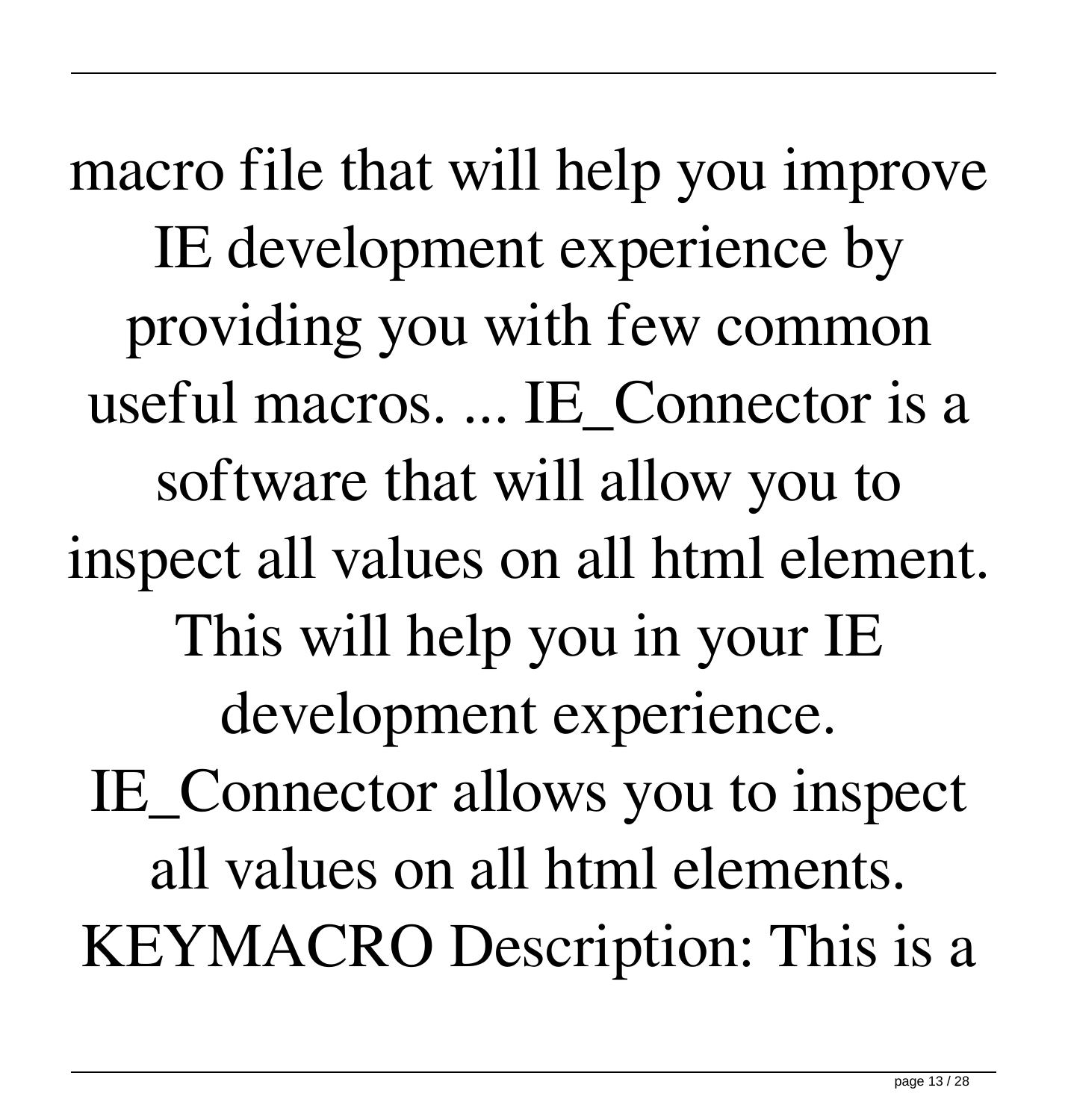macro file that will help you improve IE development experience by providing you with few common useful macros. ... IE_Connector is a software that will allow you to inspect all values on all html element. This will help you in your IE development experience. IE_Connector allows you to inspect all values on all html elements. KEYMACRO Description: This is a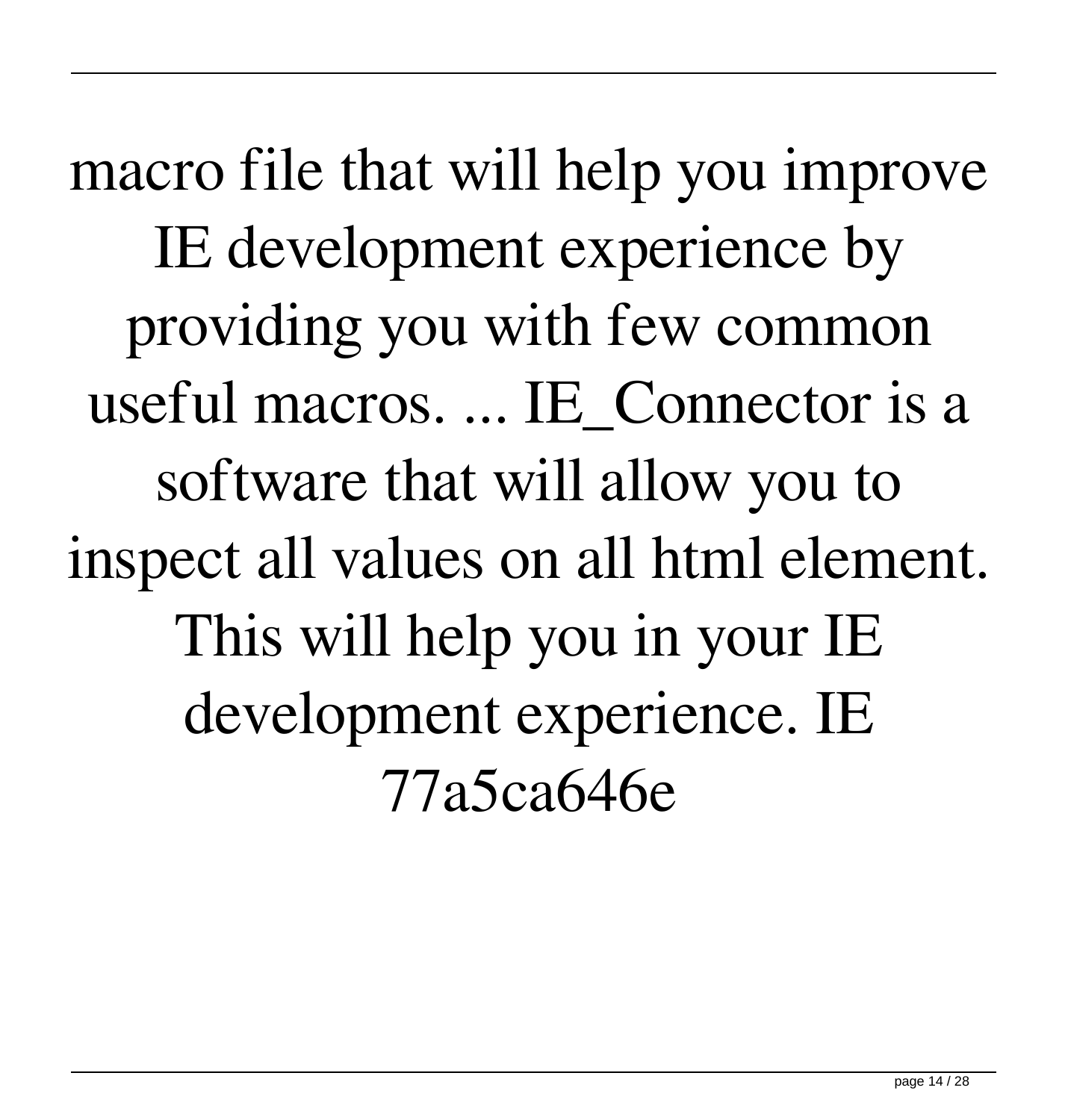macro file that will help you improve IE development experience by providing you with few common useful macros. ... IE_Connector is a software that will allow you to inspect all values on all html element. This will help you in your IE development experience. IE 77a5ca646e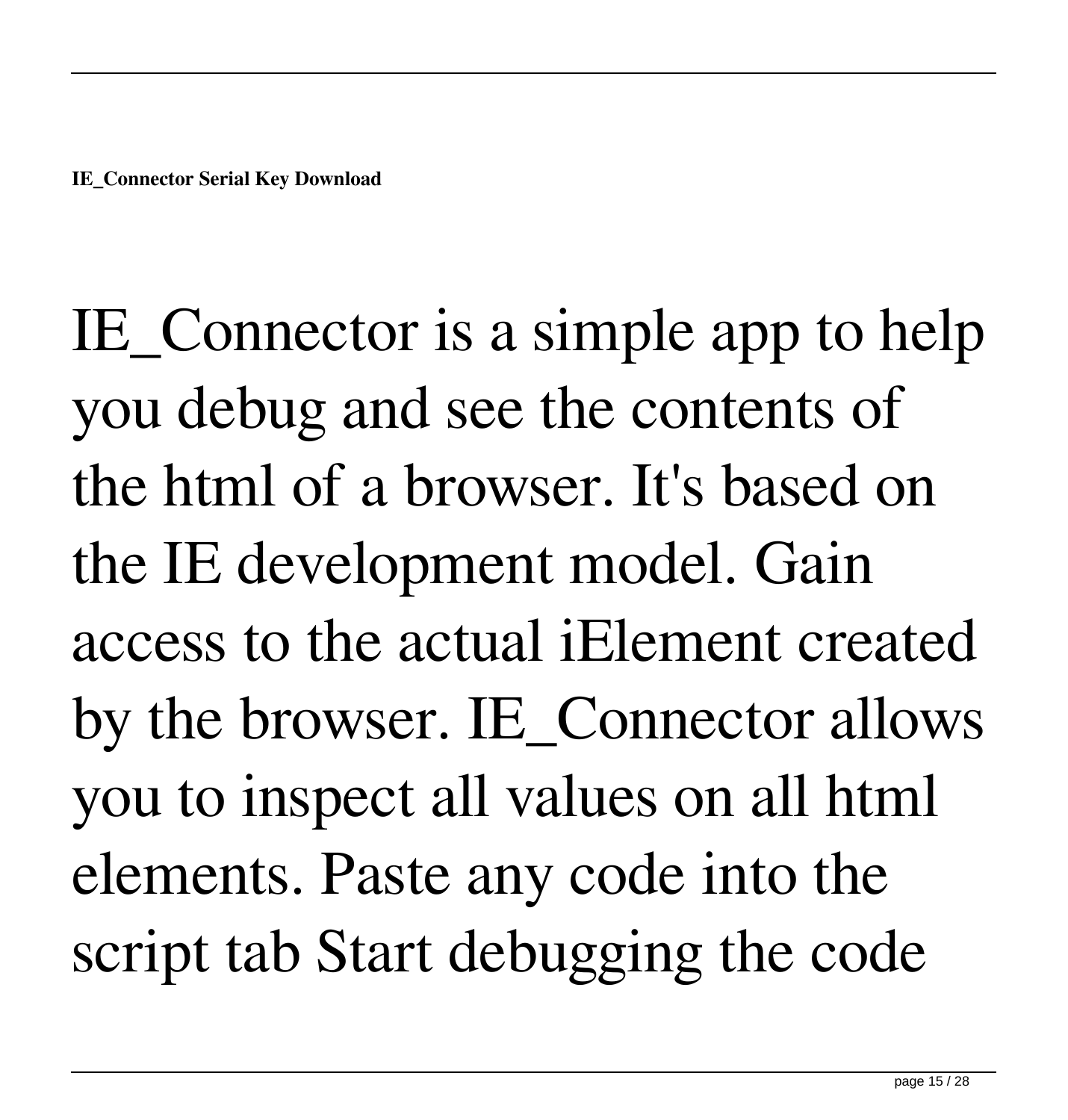**IE_Connector Serial Key Download**

IE_Connector is a simple app to help you debug and see the contents of the html of a browser. It's based on the IE development model. Gain access to the actual iElement created by the browser. IE_Connector allows you to inspect all values on all html elements. Paste any code into the script tab Start debugging the code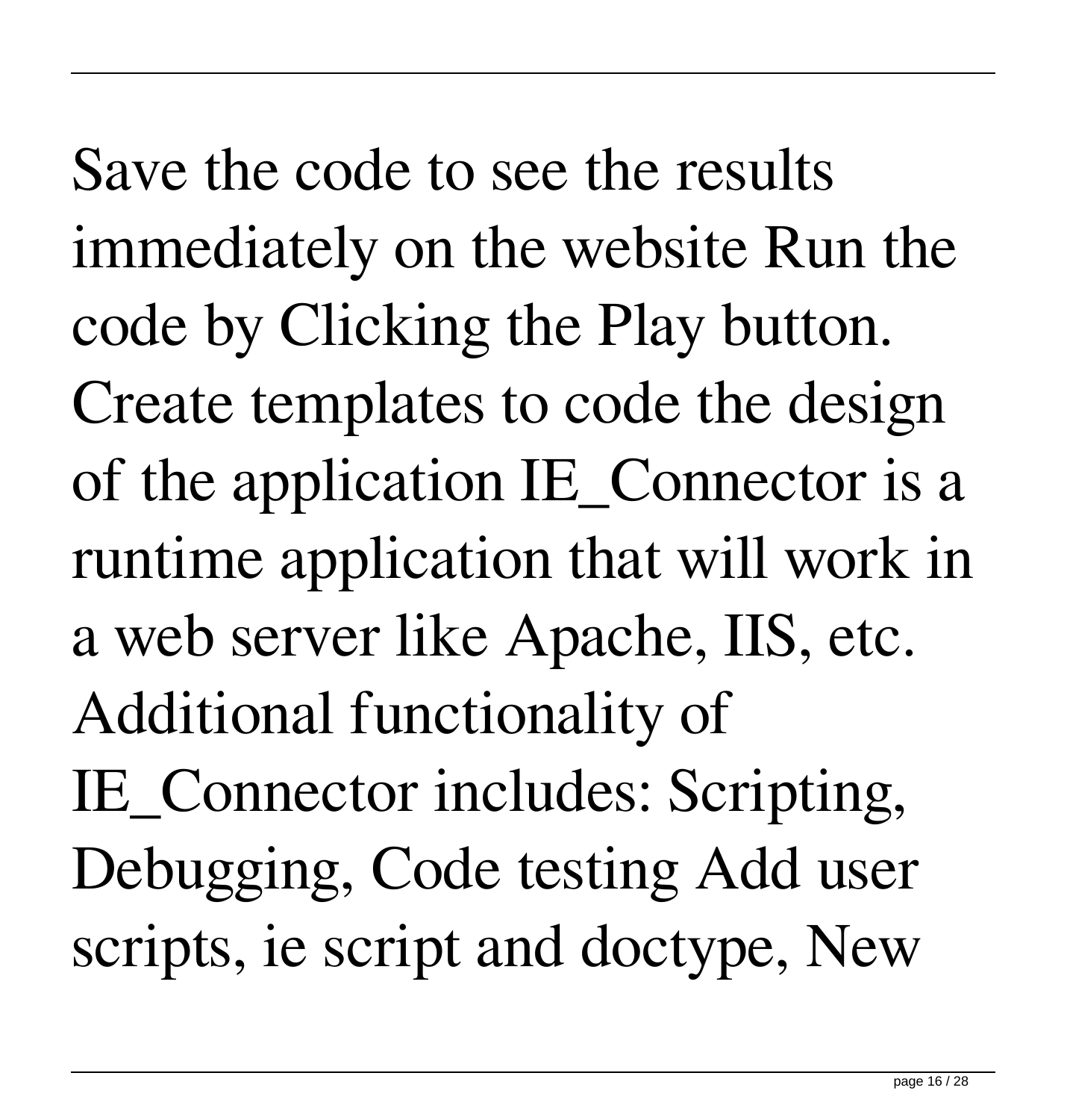Save the code to see the results immediately on the website Run the code by Clicking the Play button. Create templates to code the design of the application IE_Connector is a runtime application that will work in a web server like Apache, IIS, etc. Additional functionality of IE_Connector includes: Scripting, Debugging, Code testing Add user scripts, ie script and doctype, New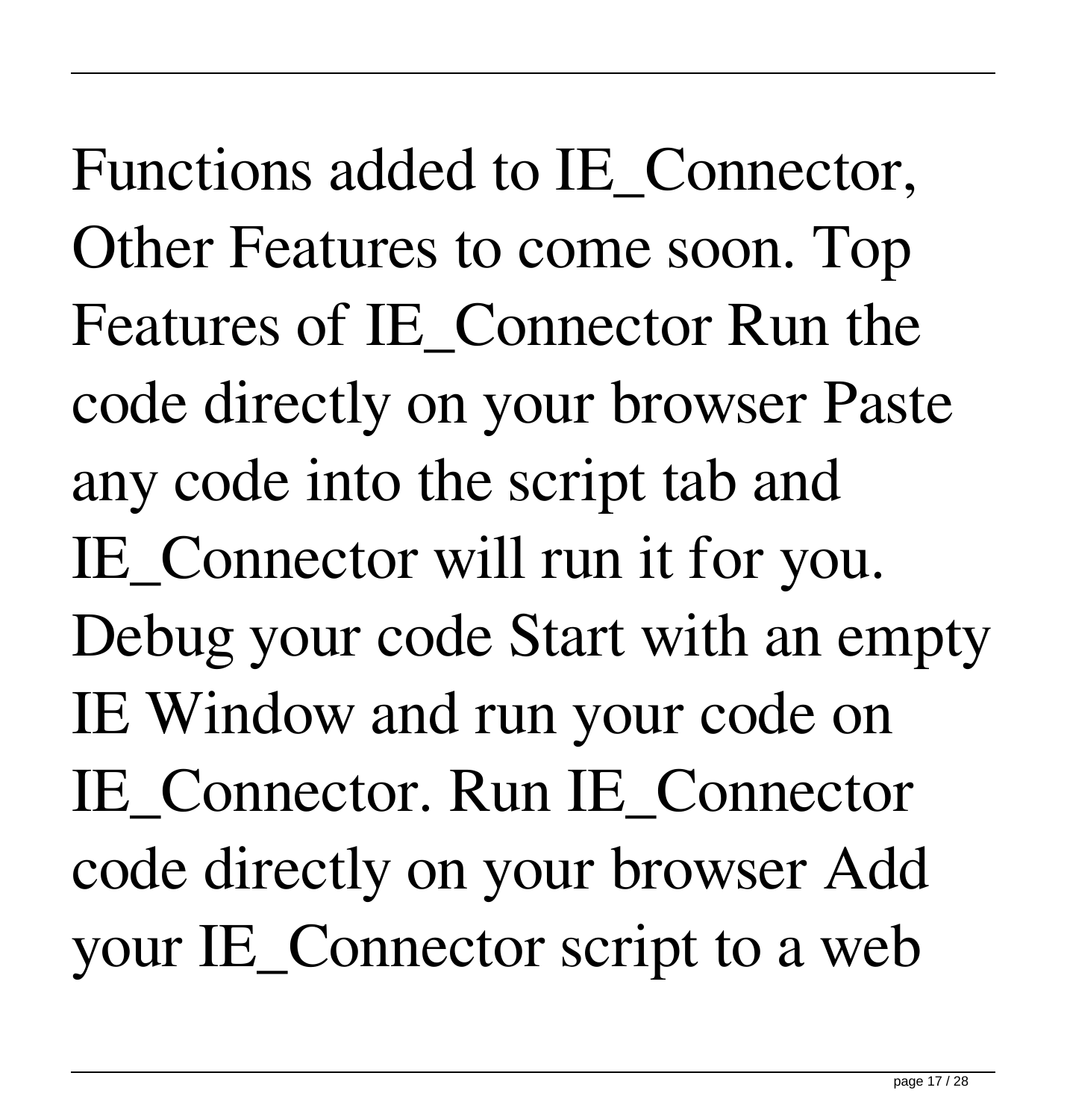Functions added to IE_Connector, Other Features to come soon. Top Features of IE_Connector Run the code directly on your browser Paste any code into the script tab and IE_Connector will run it for you. Debug your code Start with an empty IE Window and run your code on IE_Connector. Run IE_Connector code directly on your browser Add your IE_Connector script to a web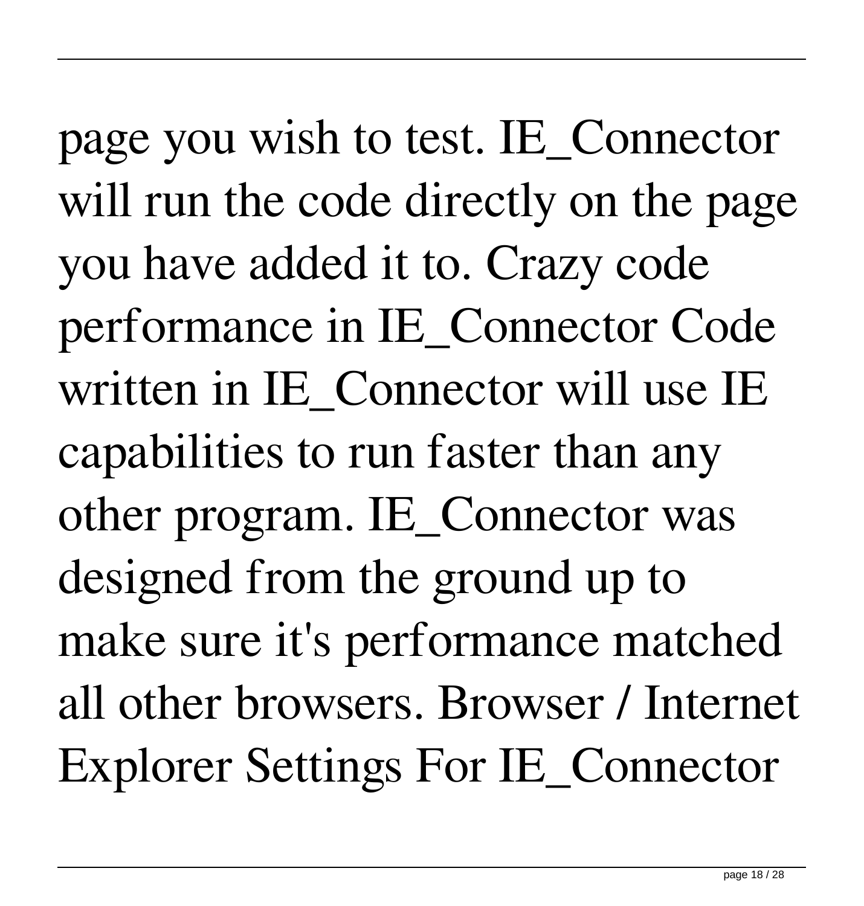page you wish to test. IE_Connector will run the code directly on the page you have added it to. Crazy code performance in IE_Connector Code written in IE_Connector will use IE capabilities to run faster than any other program. IE_Connector was designed from the ground up to make sure it's performance matched all other browsers. Browser / Internet Explorer Settings For IE_Connector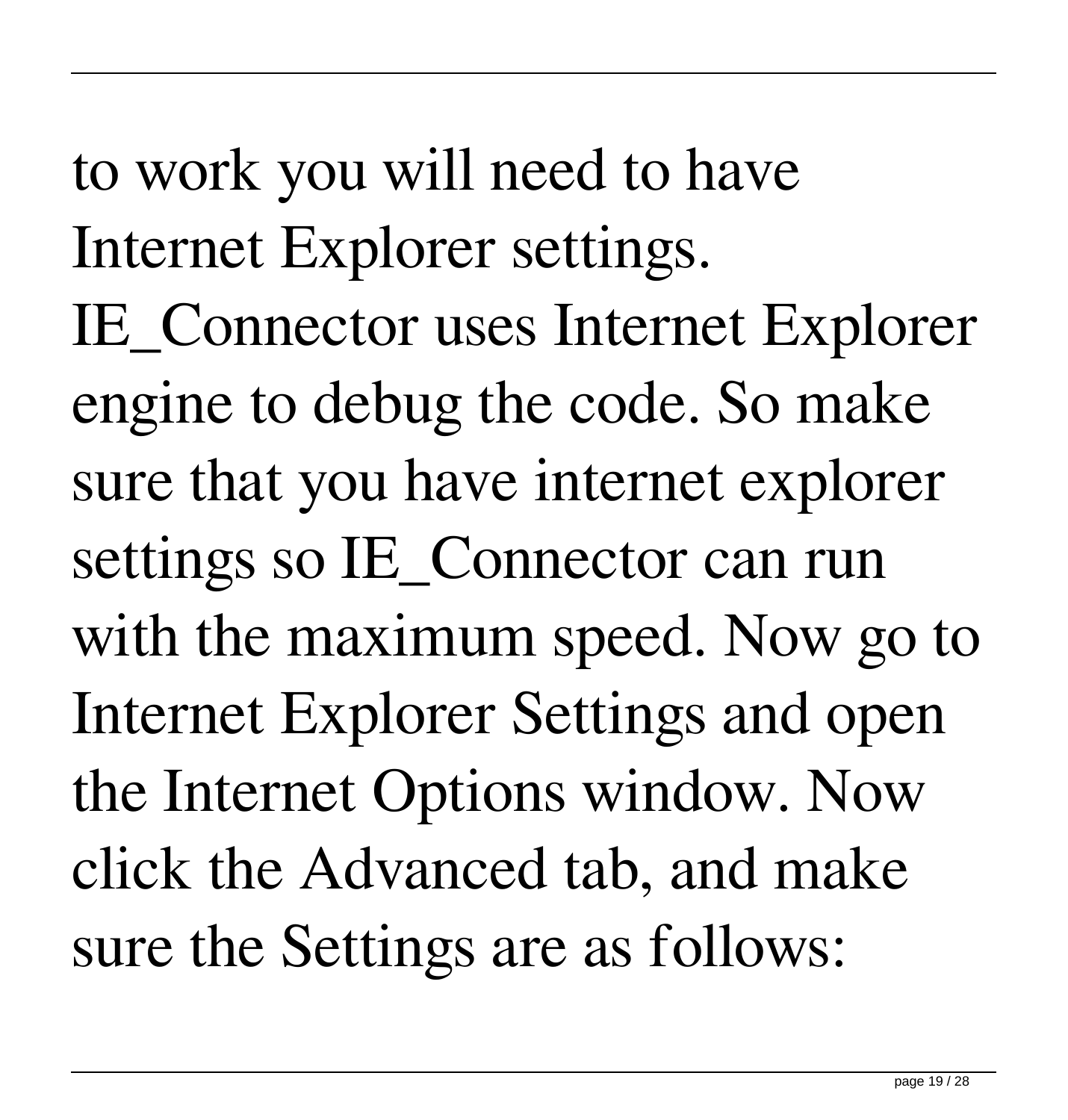to work you will need to have Internet Explorer settings. IE_Connector uses Internet Explorer engine to debug the code. So make sure that you have internet explorer settings so IE_Connector can run with the maximum speed. Now go to Internet Explorer Settings and open the Internet Options window. Now click the Advanced tab, and make sure the Settings are as follows: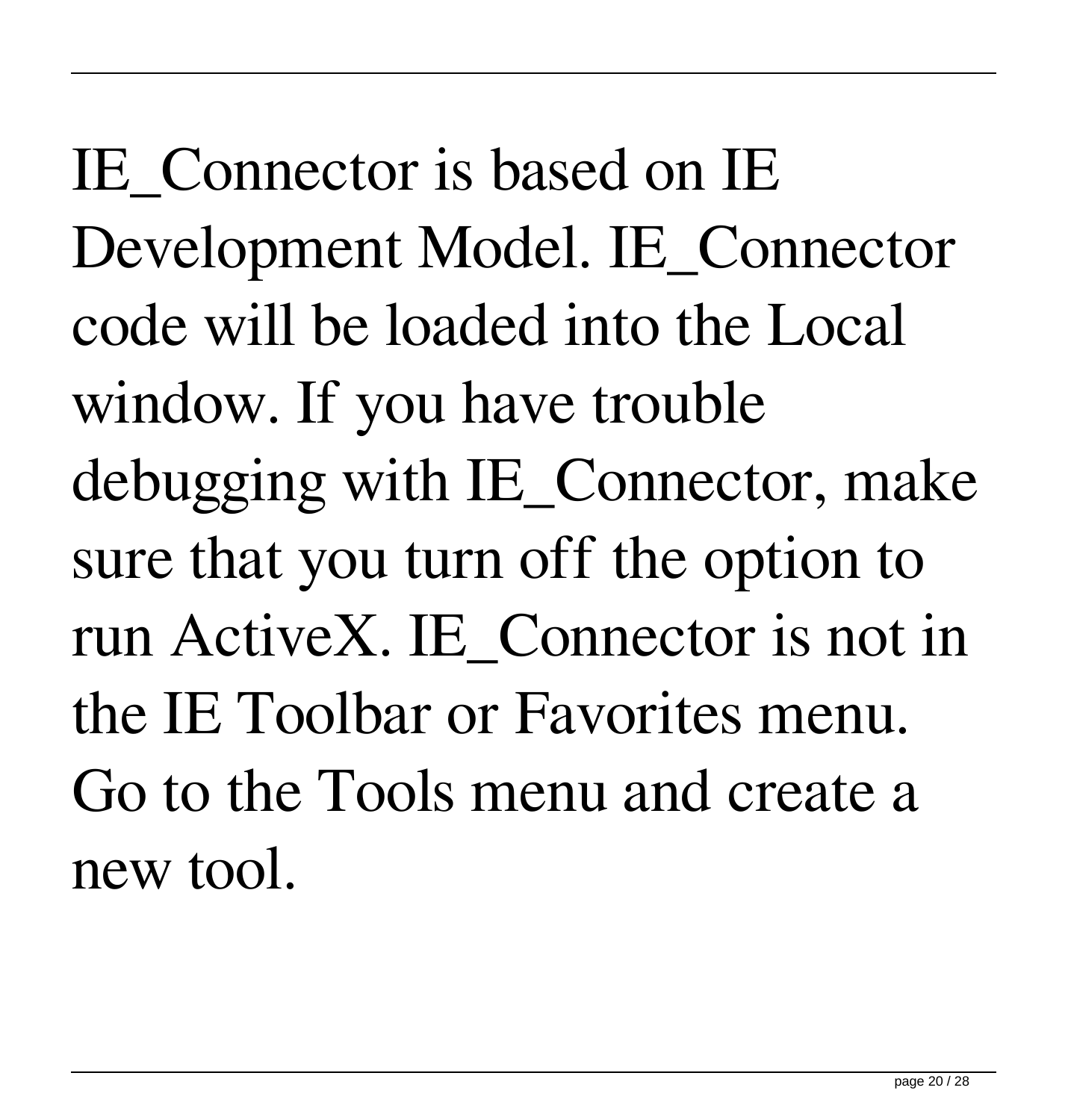IE_Connector is based on IE Development Model. IE_Connector code will be loaded into the Local window. If you have trouble debugging with IE_Connector, make sure that you turn off the option to run ActiveX. IE_Connector is not in the IE Toolbar or Favorites menu. Go to the Tools menu and create a new tool.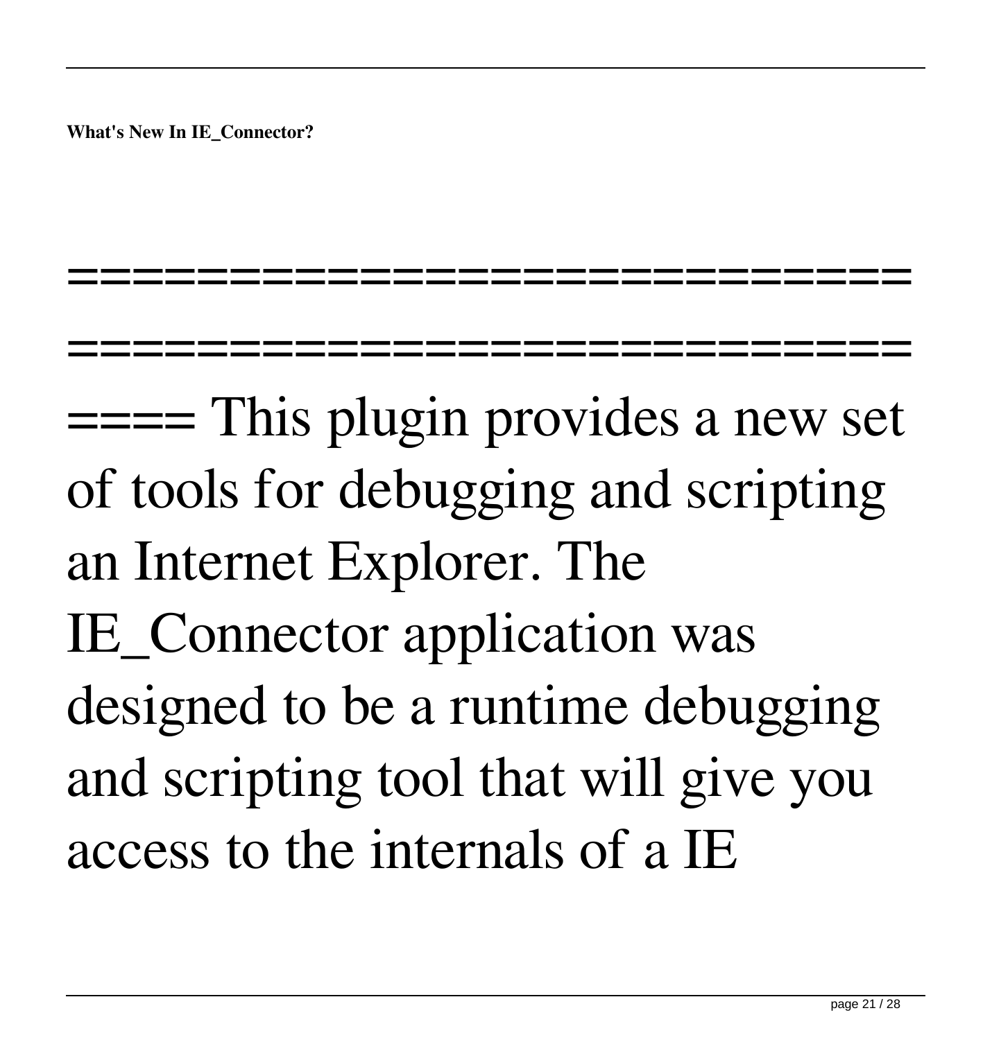**What's New In IE_Connector?**

==========================================================
==== This plugin provides a new set of tools for debugging and scripting an Internet Explorer. The IE_Connector application was designed to be a runtime debugging and scripting tool that will give you access to the internals of a IE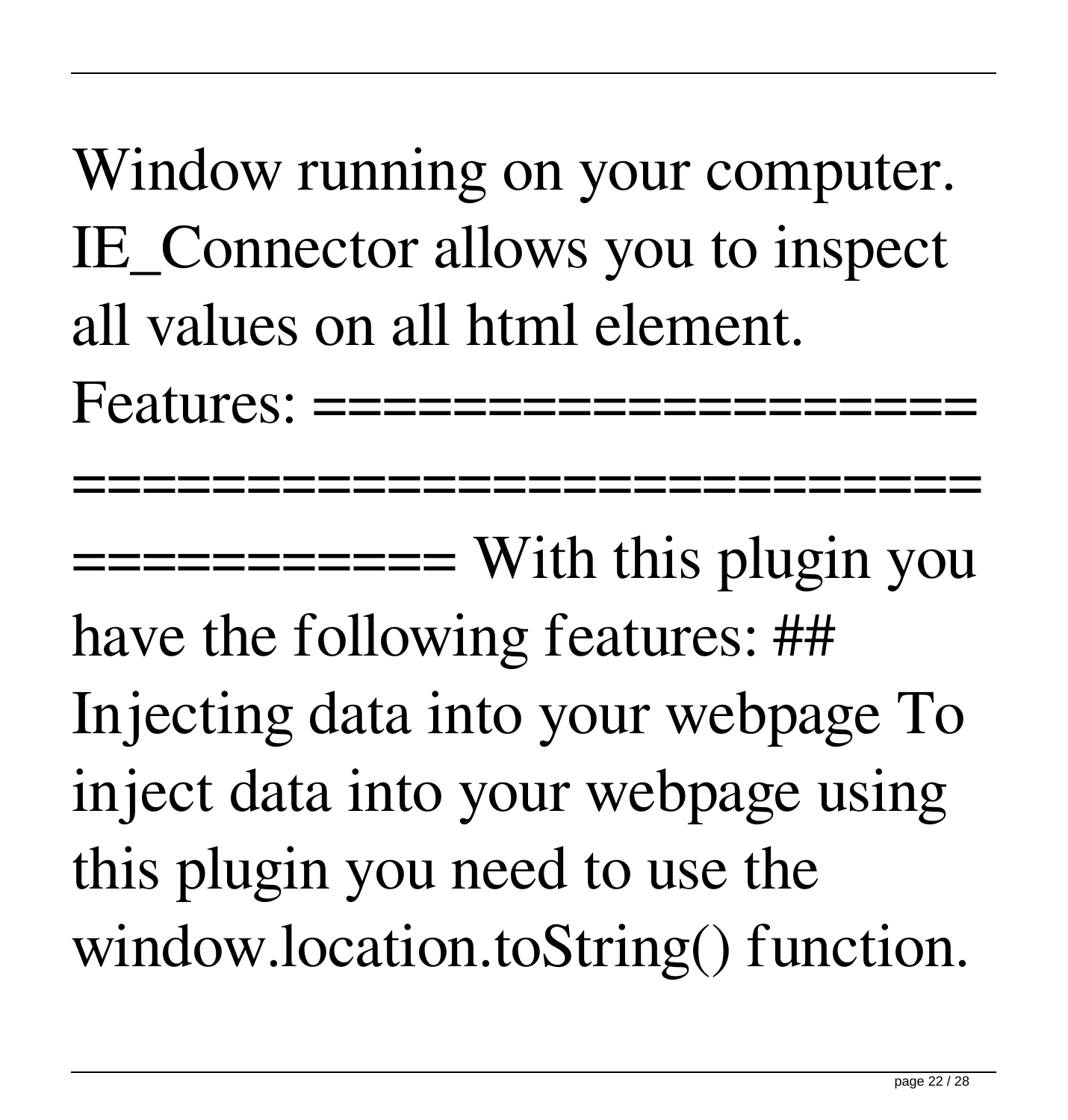Window running on your computer. IE_Connector allows you to inspect all values on all html element. Features: ================================================== With this plugin you have the following features: ## Injecting data into your webpage To inject data into your webpage using this plugin you need to use the window.location.toString() function.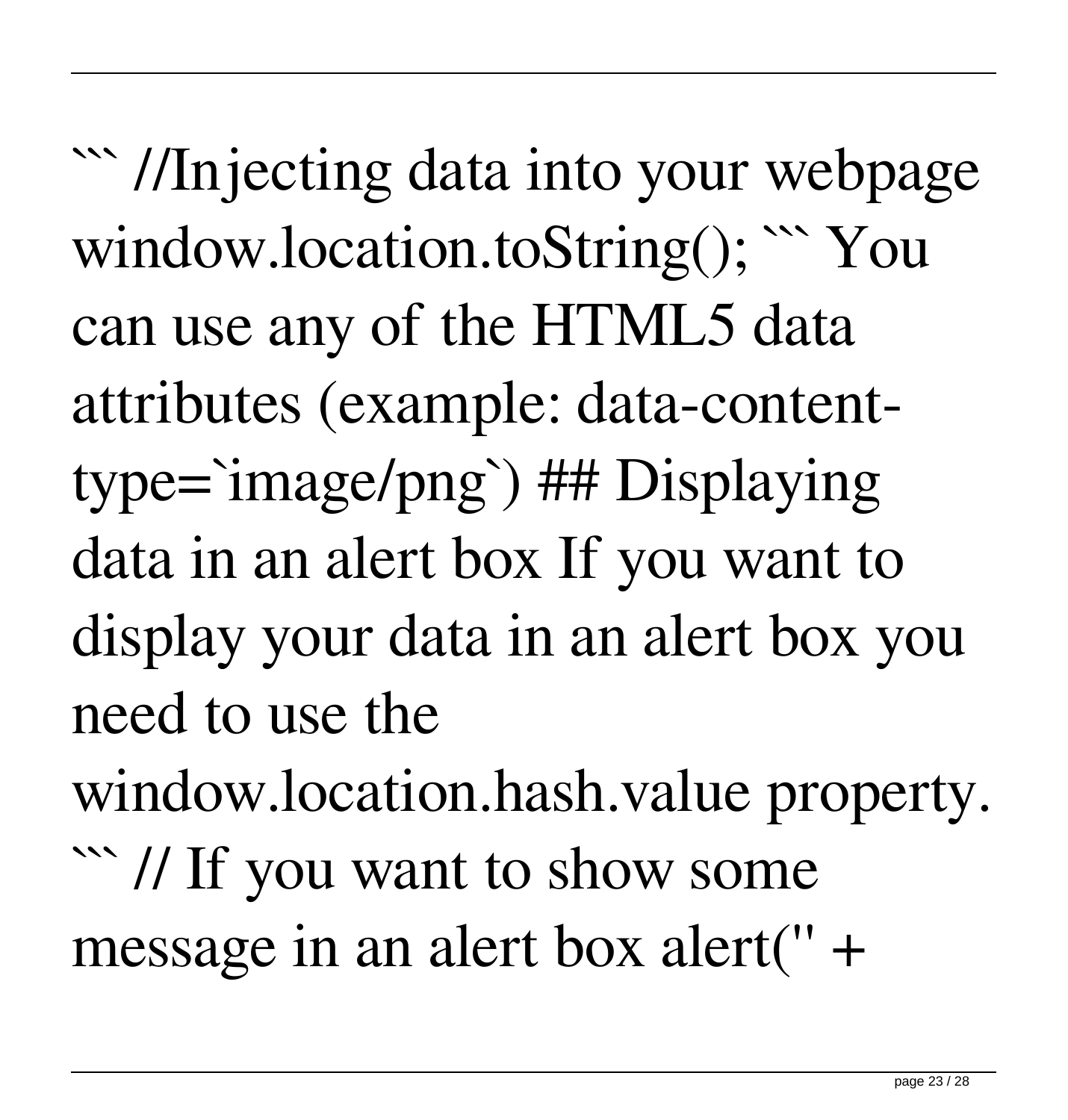``` //Injecting data into your webpage window.location.toString(); ``` You can use any of the HTML5 data attributes (example: data-content-type=`image/png`) ## Displaying data in an alert box If you want to display your data in an alert box you need to use the window.location.hash.value property. ``` // If you want to show some message in an alert box alert('' +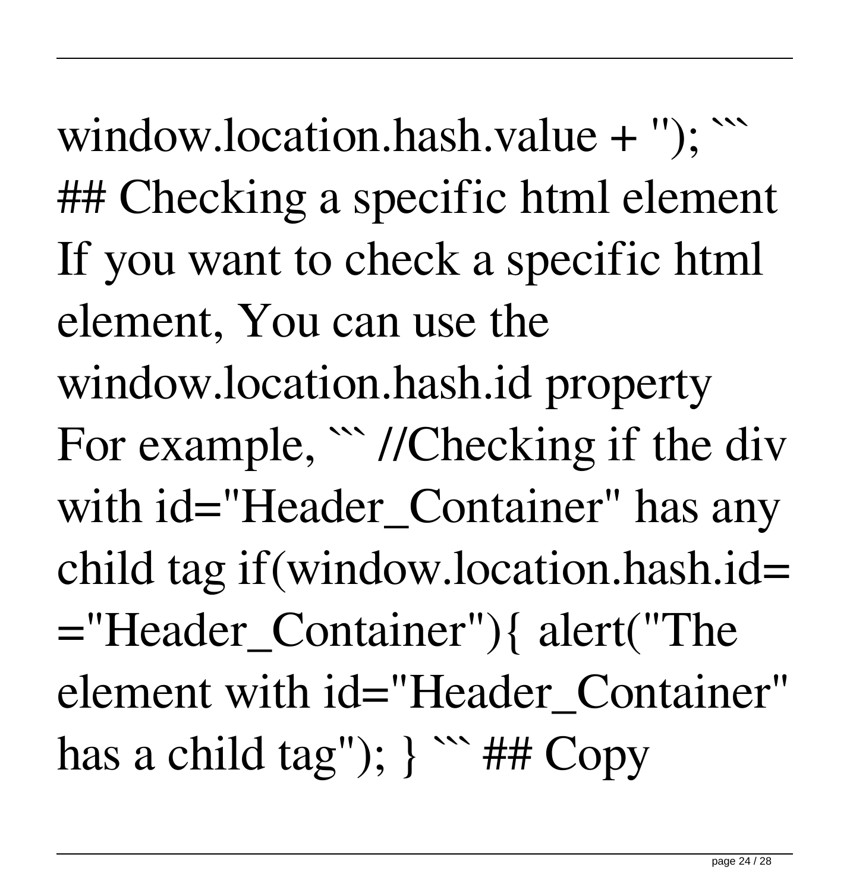window.location.hash.value + ''); ``` ## Checking a specific html element If you want to check a specific html element, You can use the window.location.hash.id property For example, ``` //Checking if the div with id="Header_Container" has any child tag if(window.location.hash.id=="Header_Container"){ alert("The element with id="Header_Container" has a child tag"); } ``` ## Copy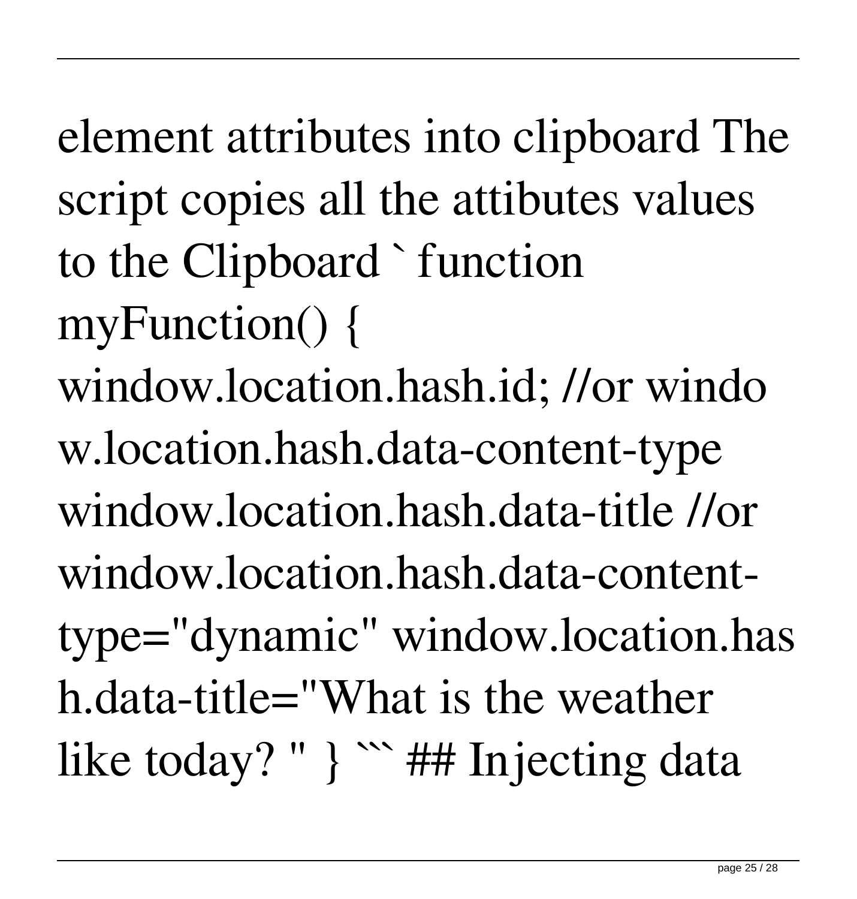element attributes into clipboard The script copies all the attibutes values to the Clipboard ` function myFunction() { window.location.hash.id; //or window.location.hash.data-content-type window.location.hash.data-title //or window.location.hash.data-content-type="dynamic" window.location.hash.data-title="What is the weather like today? " } ``` ## Injecting data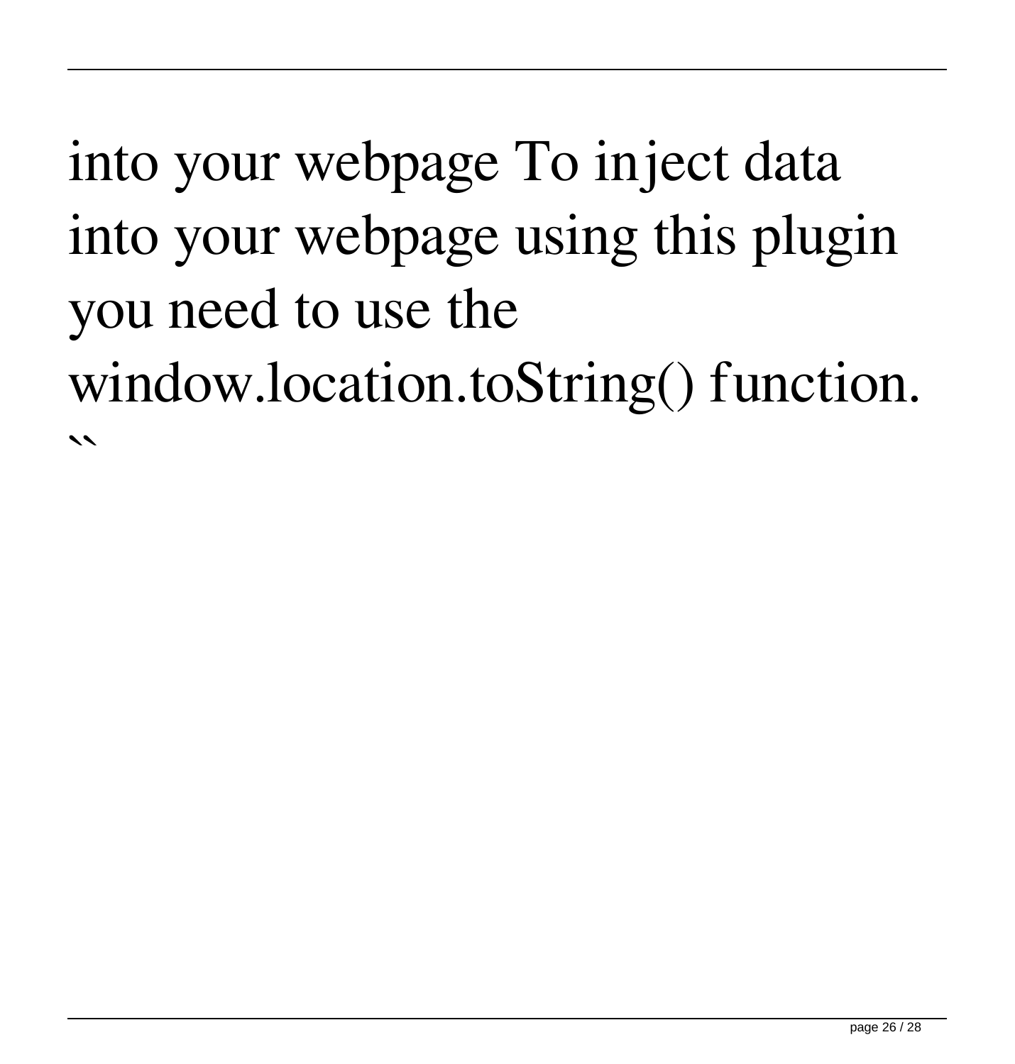into your webpage To inject data into your webpage using this plugin you need to use the window.location.toString() function. ``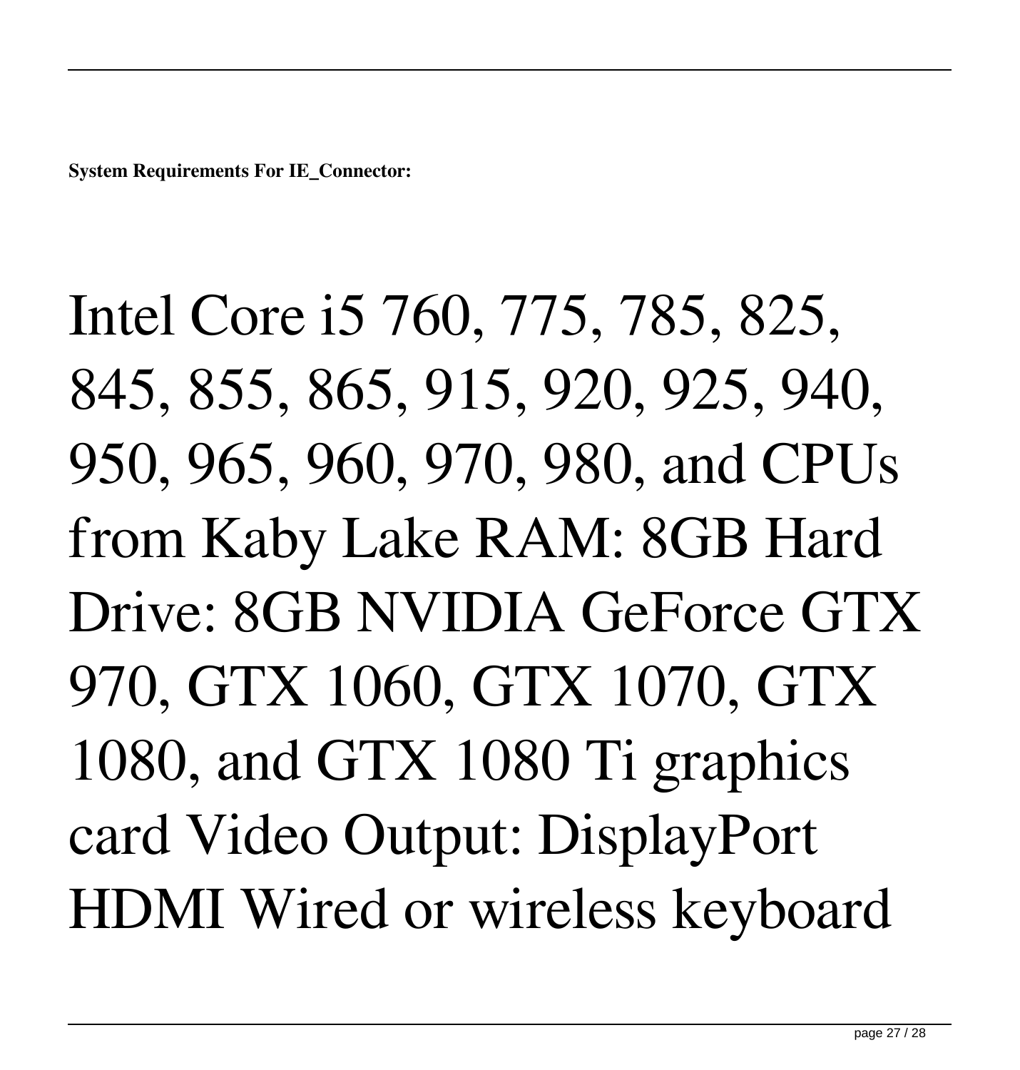**System Requirements For IE_Connector:**

Intel Core i5 760, 775, 785, 825, 845, 855, 865, 915, 920, 925, 940, 950, 965, 960, 970, 980, and CPUs from Kaby Lake RAM: 8GB Hard Drive: 8GB NVIDIA GeForce GTX 970, GTX 1060, GTX 1070, GTX 1080, and GTX 1080 Ti graphics card Video Output: DisplayPort HDMI Wired or wireless keyboard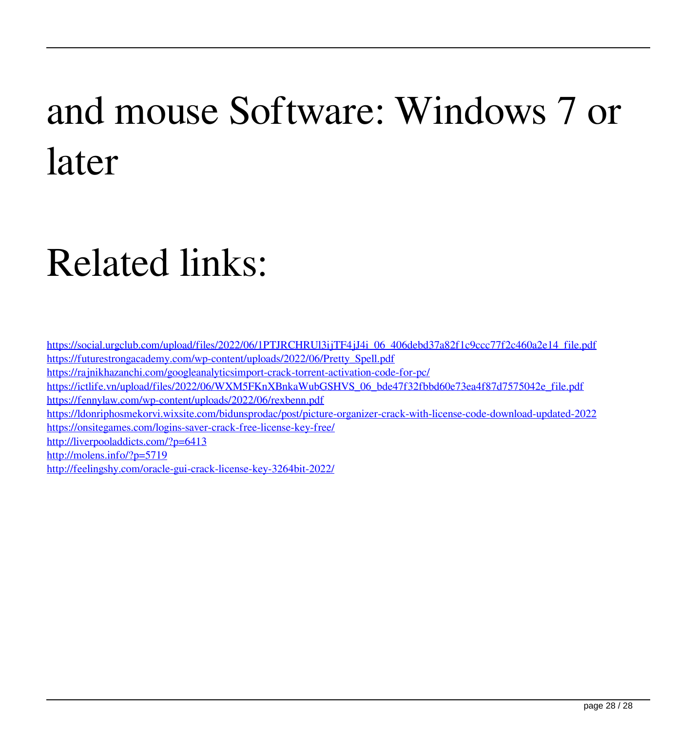# and mouse Software: Windows 7 or later

# Related links:

https://social.urgclub.com/upload/files/2022/06/1PTJRCHRUl3ijTF4jJ4i_06_406debd37a82f1c9ccc77f2c460a2e14_file.pdf
https://futurestrongacademy.com/wp-content/uploads/2022/06/Pretty_Spell.pdf
https://rajnikhazanchi.com/googleanalyticsimport-crack-torrent-activation-code-for-pc/
https://ictlife.vn/upload/files/2022/06/WXM5FKnXBnkaWubGSHVS_06_bde47f32fbbd60e73ea4f87d7575042e_file.pdf
https://fennylaw.com/wp-content/uploads/2022/06/rexbenn.pdf
https://ldonriphosmekorvi.wixsite.com/bidunsprodac/post/picture-organizer-crack-with-license-code-download-updated-2022
https://onsitegames.com/logins-saver-crack-free-license-key-free/
http://liverpooladdicts.com/?p=6413
http://molens.info/?p=5719
http://feelingshy.com/oracle-gui-crack-license-key-3264bit-2022/